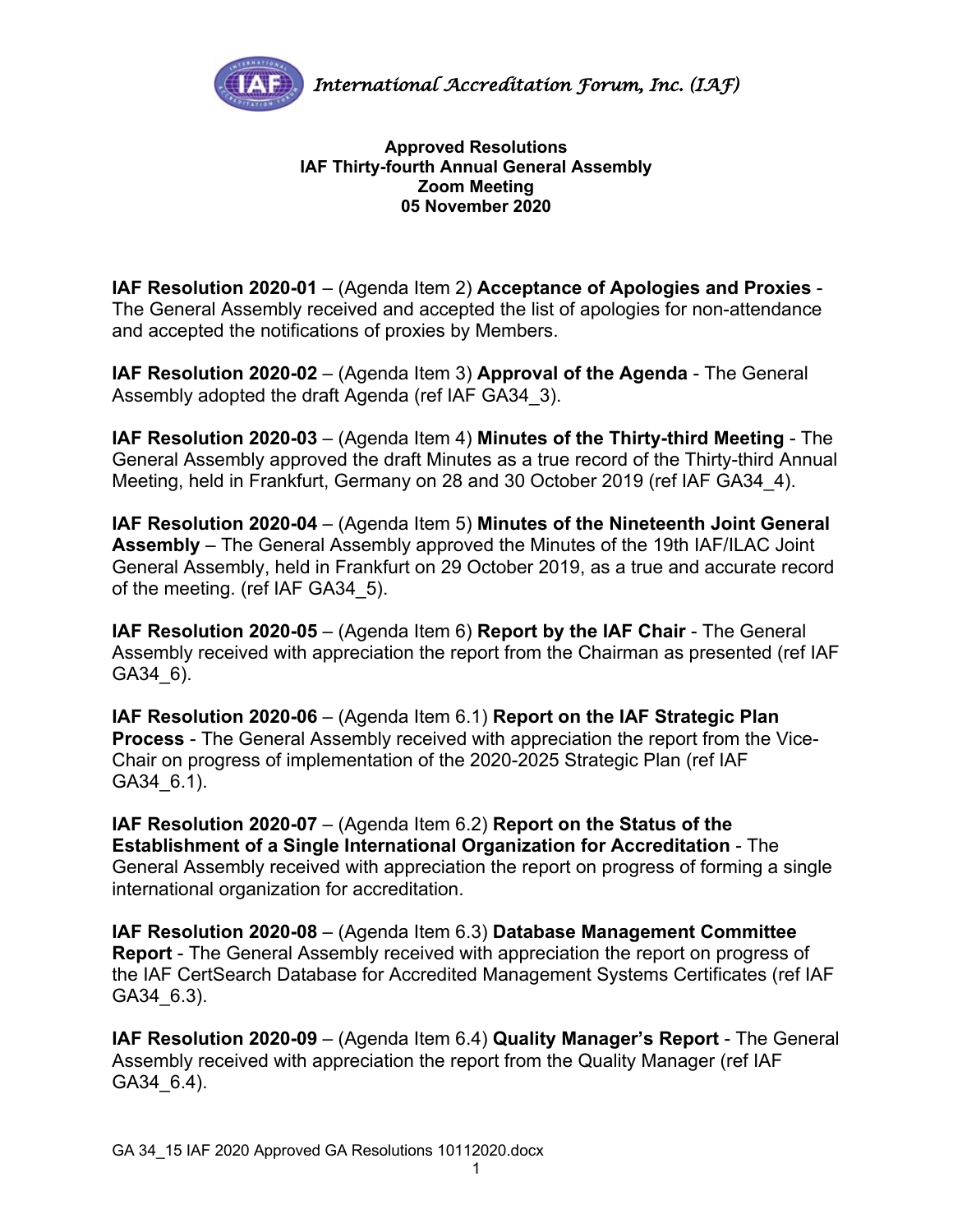*International Accreditation Forum, Inc. (IAF)*

**Approved Resolutions**
**IAF Thirty-fourth Annual General Assembly**
**Zoom Meeting**
**05 November 2020**

**IAF Resolution 2020-01** – (Agenda Item 2) **Acceptance of Apologies and Proxies** - The General Assembly received and accepted the list of apologies for non-attendance and accepted the notifications of proxies by Members.

**IAF Resolution 2020-02** – (Agenda Item 3) **Approval of the Agenda** - The General Assembly adopted the draft Agenda (ref IAF GA34_3).

**IAF Resolution 2020-03** – (Agenda Item 4) **Minutes of the Thirty-third Meeting** - The General Assembly approved the draft Minutes as a true record of the Thirty-third Annual Meeting, held in Frankfurt, Germany on 28 and 30 October 2019 (ref IAF GA34_4).

**IAF Resolution 2020-04** – (Agenda Item 5) **Minutes of the Nineteenth Joint General Assembly** – The General Assembly approved the Minutes of the 19th IAF/ILAC Joint General Assembly, held in Frankfurt on 29 October 2019, as a true and accurate record of the meeting. (ref IAF GA34_5).

**IAF Resolution 2020-05** – (Agenda Item 6) **Report by the IAF Chair** - The General Assembly received with appreciation the report from the Chairman as presented (ref IAF GA34_6).

**IAF Resolution 2020-06** – (Agenda Item 6.1) **Report on the IAF Strategic Plan Process** - The General Assembly received with appreciation the report from the Vice-Chair on progress of implementation of the 2020-2025 Strategic Plan (ref IAF GA34_6.1).

**IAF Resolution 2020-07** – (Agenda Item 6.2) **Report on the Status of the Establishment of a Single International Organization for Accreditation** - The General Assembly received with appreciation the report on progress of forming a single international organization for accreditation.

**IAF Resolution 2020-08** – (Agenda Item 6.3) **Database Management Committee Report** - The General Assembly received with appreciation the report on progress of the IAF CertSearch Database for Accredited Management Systems Certificates (ref IAF GA34_6.3).

**IAF Resolution 2020-09** – (Agenda Item 6.4) **Quality Manager's Report** - The General Assembly received with appreciation the report from the Quality Manager (ref IAF GA34_6.4).

GA 34_15 IAF 2020 Approved GA Resolutions 10112020.docx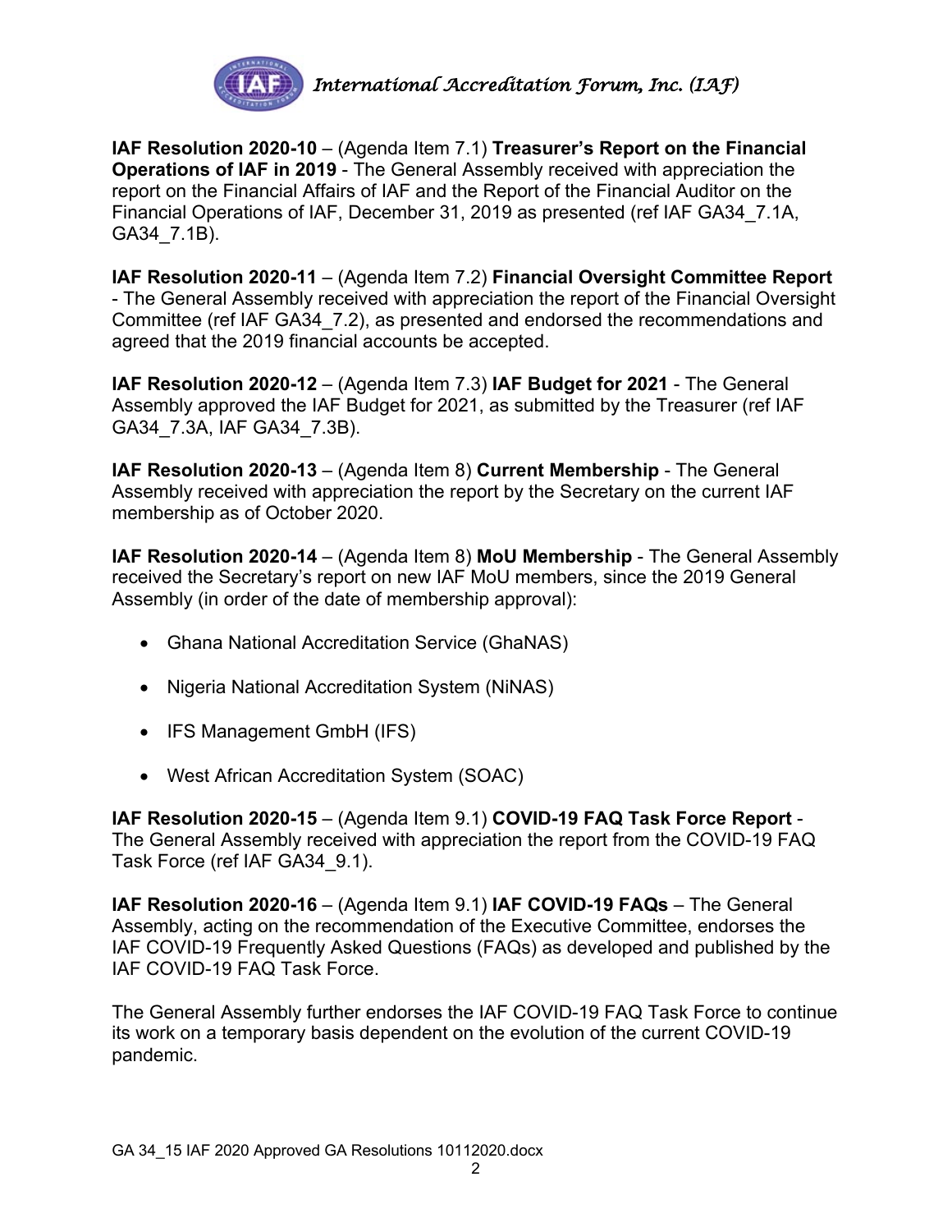**IAF Resolution 2020-10** – (Agenda Item 7.1) **Treasurer's Report on the Financial Operations of IAF in 2019** - The General Assembly received with appreciation the report on the Financial Affairs of IAF and the Report of the Financial Auditor on the Financial Operations of IAF, December 31, 2019 as presented (ref IAF GA34_7.1A, GA34_7.1B).

**IAF Resolution 2020-11** – (Agenda Item 7.2) **Financial Oversight Committee Report** - The General Assembly received with appreciation the report of the Financial Oversight Committee (ref IAF GA34_7.2), as presented and endorsed the recommendations and agreed that the 2019 financial accounts be accepted.

**IAF Resolution 2020-12** – (Agenda Item 7.3) **IAF Budget for 2021** - The General Assembly approved the IAF Budget for 2021, as submitted by the Treasurer (ref IAF GA34_7.3A, IAF GA34_7.3B).

**IAF Resolution 2020-13** – (Agenda Item 8) **Current Membership** - The General Assembly received with appreciation the report by the Secretary on the current IAF membership as of October 2020.

**IAF Resolution 2020-14** – (Agenda Item 8) **MoU Membership** - The General Assembly received the Secretary's report on new IAF MoU members, since the 2019 General Assembly (in order of the date of membership approval):

- Ghana National Accreditation Service (GhaNAS)
- Nigeria National Accreditation System (NiNAS)
- IFS Management GmbH (IFS)
- West African Accreditation System (SOAC)

**IAF Resolution 2020-15** – (Agenda Item 9.1) **COVID-19 FAQ Task Force Report** - The General Assembly received with appreciation the report from the COVID-19 FAQ Task Force (ref IAF GA34_9.1).

**IAF Resolution 2020-16** – (Agenda Item 9.1) **IAF COVID-19 FAQs** – The General Assembly, acting on the recommendation of the Executive Committee, endorses the IAF COVID-19 Frequently Asked Questions (FAQs) as developed and published by the IAF COVID-19 FAQ Task Force.

The General Assembly further endorses the IAF COVID-19 FAQ Task Force to continue its work on a temporary basis dependent on the evolution of the current COVID-19 pandemic.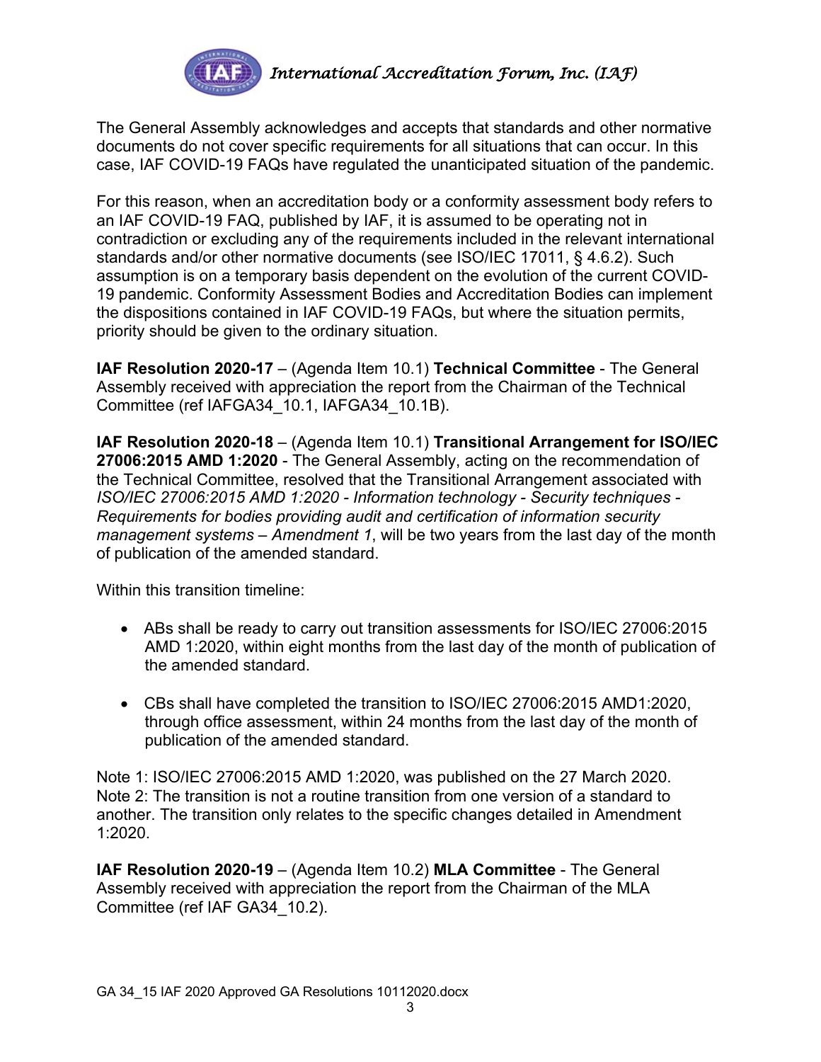The General Assembly acknowledges and accepts that standards and other normative documents do not cover specific requirements for all situations that can occur. In this case, IAF COVID-19 FAQs have regulated the unanticipated situation of the pandemic.

For this reason, when an accreditation body or a conformity assessment body refers to an IAF COVID-19 FAQ, published by IAF, it is assumed to be operating not in contradiction or excluding any of the requirements included in the relevant international standards and/or other normative documents (see ISO/IEC 17011, § 4.6.2). Such assumption is on a temporary basis dependent on the evolution of the current COVID-19 pandemic. Conformity Assessment Bodies and Accreditation Bodies can implement the dispositions contained in IAF COVID-19 FAQs, but where the situation permits, priority should be given to the ordinary situation.

**IAF Resolution 2020-17** – (Agenda Item 10.1) **Technical Committee** - The General Assembly received with appreciation the report from the Chairman of the Technical Committee (ref IAFGA34_10.1, IAFGA34_10.1B).

**IAF Resolution 2020-18** – (Agenda Item 10.1) **Transitional Arrangement for ISO/IEC 27006:2015 AMD 1:2020** - The General Assembly, acting on the recommendation of the Technical Committee, resolved that the Transitional Arrangement associated with *ISO/IEC 27006:2015 AMD 1:2020 - Information technology - Security techniques - Requirements for bodies providing audit and certification of information security management systems – Amendment 1*, will be two years from the last day of the month of publication of the amended standard.

Within this transition timeline:

- ABs shall be ready to carry out transition assessments for ISO/IEC 27006:2015 AMD 1:2020, within eight months from the last day of the month of publication of the amended standard.

- CBs shall have completed the transition to ISO/IEC 27006:2015 AMD1:2020, through office assessment, within 24 months from the last day of the month of publication of the amended standard.

Note 1: ISO/IEC 27006:2015 AMD 1:2020, was published on the 27 March 2020.
Note 2: The transition is not a routine transition from one version of a standard to another. The transition only relates to the specific changes detailed in Amendment 1:2020.

**IAF Resolution 2020-19** – (Agenda Item 10.2) **MLA Committee** - The General Assembly received with appreciation the report from the Chairman of the MLA Committee (ref IAF GA34_10.2).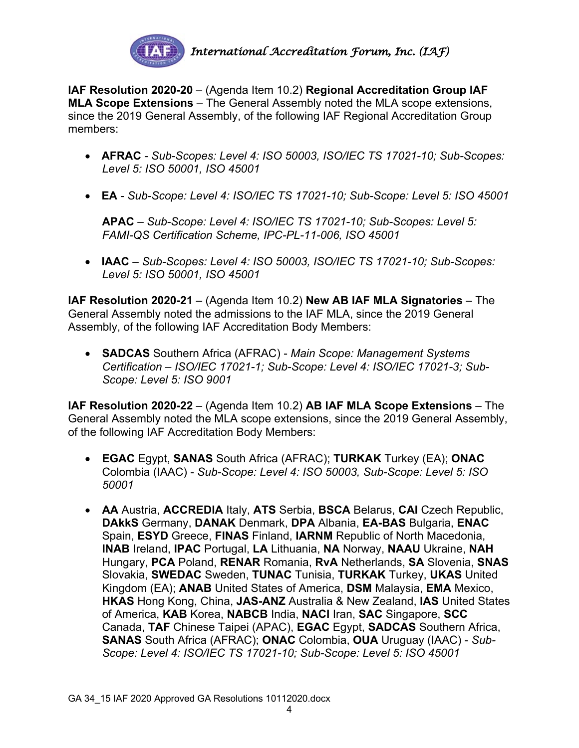**IAF Resolution 2020-20** – (Agenda Item 10.2) **Regional Accreditation Group IAF MLA Scope Extensions** – The General Assembly noted the MLA scope extensions, since the 2019 General Assembly, of the following IAF Regional Accreditation Group members:

- **AFRAC** - *Sub-Scopes: Level 4: ISO 50003, ISO/IEC TS 17021-10; Sub-Scopes: Level 5: ISO 50001, ISO 45001*
- **EA** - *Sub-Scope: Level 4: ISO/IEC TS 17021-10; Sub-Scope: Level 5: ISO 45001*

  **APAC** – *Sub-Scope: Level 4: ISO/IEC TS 17021-10; Sub-Scopes: Level 5: FAMI-QS Certification Scheme, IPC-PL-11-006, ISO 45001*
- **IAAC** – *Sub-Scopes: Level 4: ISO 50003, ISO/IEC TS 17021-10; Sub-Scopes: Level 5: ISO 50001, ISO 45001*

**IAF Resolution 2020-21** – (Agenda Item 10.2) **New AB IAF MLA Signatories** – The General Assembly noted the admissions to the IAF MLA, since the 2019 General Assembly, of the following IAF Accreditation Body Members:

- **SADCAS** Southern Africa (AFRAC) - *Main Scope: Management Systems Certification – ISO/IEC 17021-1; Sub-Scope: Level 4: ISO/IEC 17021-3; Sub-Scope: Level 5: ISO 9001*

**IAF Resolution 2020-22** – (Agenda Item 10.2) **AB IAF MLA Scope Extensions** – The General Assembly noted the MLA scope extensions, since the 2019 General Assembly, of the following IAF Accreditation Body Members:

- **EGAC** Egypt, **SANAS** South Africa (AFRAC); **TURKAK** Turkey (EA); **ONAC** Colombia (IAAC) - *Sub-Scope: Level 4: ISO 50003, Sub-Scope: Level 5: ISO 50001*
- **AA** Austria, **ACCREDIA** Italy, **ATS** Serbia, **BSCA** Belarus, **CAI** Czech Republic, **DAkkS** Germany, **DANAK** Denmark, **DPA** Albania, **EA-BAS** Bulgaria, **ENAC** Spain, **ESYD** Greece, **FINAS** Finland, **IARNM** Republic of North Macedonia, **INAB** Ireland, **IPAC** Portugal, **LA** Lithuania, **NA** Norway, **NAAU** Ukraine, **NAH** Hungary, **PCA** Poland, **RENAR** Romania, **RvA** Netherlands, **SA** Slovenia, **SNAS** Slovakia, **SWEDAC** Sweden, **TUNAC** Tunisia, **TURKAK** Turkey, **UKAS** United Kingdom (EA); **ANAB** United States of America, **DSM** Malaysia, **EMA** Mexico, **HKAS** Hong Kong, China, **JAS-ANZ** Australia & New Zealand, **IAS** United States of America, **KAB** Korea, **NABCB** India, **NACI** Iran, **SAC** Singapore, **SCC** Canada, **TAF** Chinese Taipei (APAC), **EGAC** Egypt, **SADCAS** Southern Africa, **SANAS** South Africa (AFRAC); **ONAC** Colombia, **OUA** Uruguay (IAAC) - *Sub-Scope: Level 4: ISO/IEC TS 17021-10; Sub-Scope: Level 5: ISO 45001*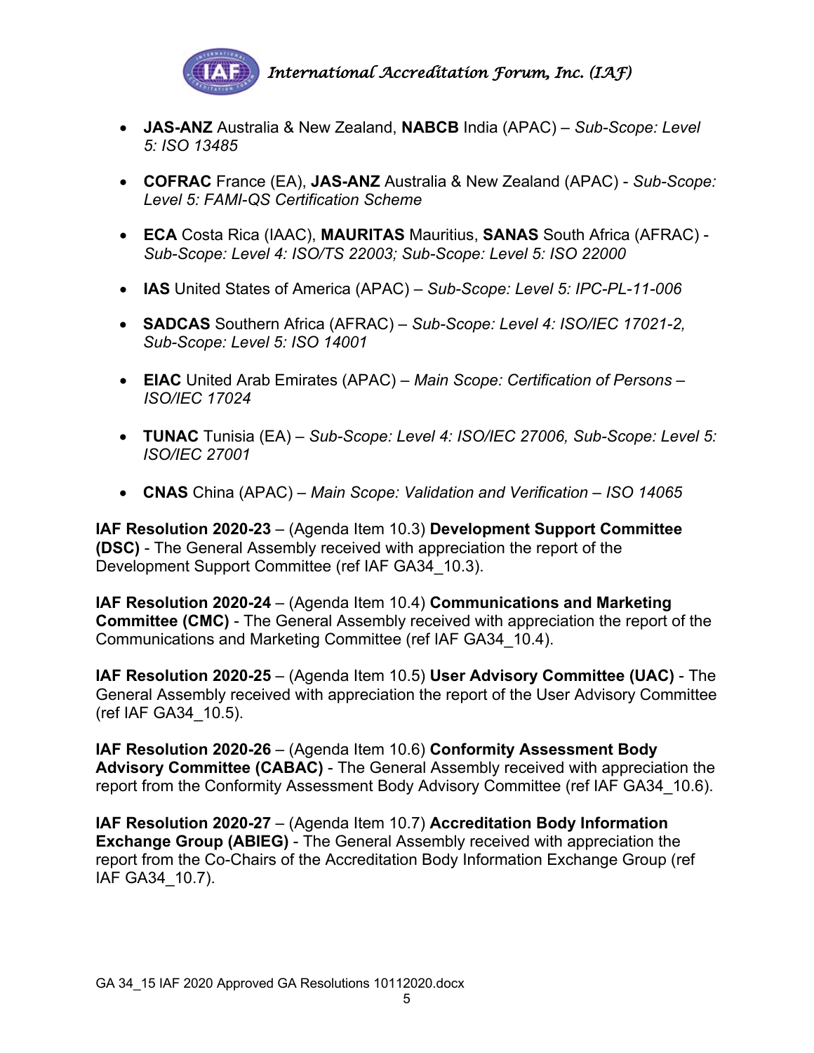- **JAS-ANZ** Australia & New Zealand, **NABCB** India (APAC) – *Sub-Scope: Level 5: ISO 13485*

- **COFRAC** France (EA), **JAS-ANZ** Australia & New Zealand (APAC) - *Sub-Scope: Level 5: FAMI-QS Certification Scheme*

- **ECA** Costa Rica (IAAC), **MAURITAS** Mauritius, **SANAS** South Africa (AFRAC) - *Sub-Scope: Level 4: ISO/TS 22003; Sub-Scope: Level 5: ISO 22000*

- **IAS** United States of America (APAC) – *Sub-Scope: Level 5: IPC-PL-11-006*

- **SADCAS** Southern Africa (AFRAC) – *Sub-Scope: Level 4: ISO/IEC 17021-2, Sub-Scope: Level 5: ISO 14001*

- **EIAC** United Arab Emirates (APAC) – *Main Scope: Certification of Persons – ISO/IEC 17024*

- **TUNAC** Tunisia (EA) – *Sub-Scope: Level 4: ISO/IEC 27006, Sub-Scope: Level 5: ISO/IEC 27001*

- **CNAS** China (APAC) – *Main Scope: Validation and Verification – ISO 14065*

**IAF Resolution 2020-23** – (Agenda Item 10.3) **Development Support Committee (DSC)** - The General Assembly received with appreciation the report of the Development Support Committee (ref IAF GA34_10.3).

**IAF Resolution 2020-24** – (Agenda Item 10.4) **Communications and Marketing Committee (CMC)** - The General Assembly received with appreciation the report of the Communications and Marketing Committee (ref IAF GA34_10.4).

**IAF Resolution 2020-25** – (Agenda Item 10.5) **User Advisory Committee (UAC)** - The General Assembly received with appreciation the report of the User Advisory Committee (ref IAF GA34_10.5).

**IAF Resolution 2020-26** – (Agenda Item 10.6) **Conformity Assessment Body Advisory Committee (CABAC)** - The General Assembly received with appreciation the report from the Conformity Assessment Body Advisory Committee (ref IAF GA34_10.6).

**IAF Resolution 2020-27** – (Agenda Item 10.7) **Accreditation Body Information Exchange Group (ABIEG)** - The General Assembly received with appreciation the report from the Co-Chairs of the Accreditation Body Information Exchange Group (ref IAF GA34_10.7).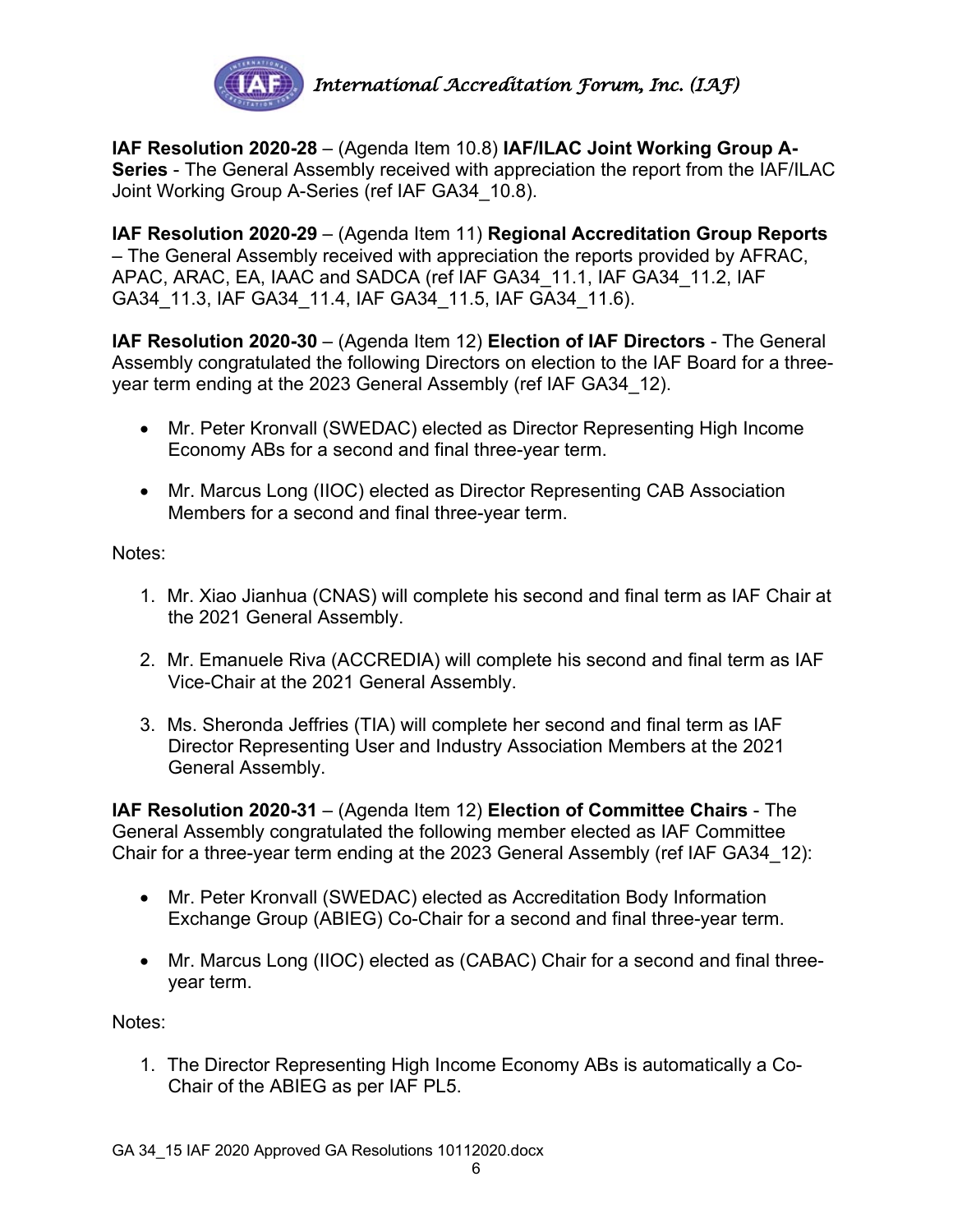**IAF Resolution 2020-28** – (Agenda Item 10.8) **IAF/ILAC Joint Working Group A-Series** - The General Assembly received with appreciation the report from the IAF/ILAC Joint Working Group A-Series (ref IAF GA34_10.8).

**IAF Resolution 2020-29** – (Agenda Item 11) **Regional Accreditation Group Reports** – The General Assembly received with appreciation the reports provided by AFRAC, APAC, ARAC, EA, IAAC and SADCA (ref IAF GA34_11.1, IAF GA34_11.2, IAF GA34_11.3, IAF GA34_11.4, IAF GA34_11.5, IAF GA34_11.6).

**IAF Resolution 2020-30** – (Agenda Item 12) **Election of IAF Directors** - The General Assembly congratulated the following Directors on election to the IAF Board for a three-year term ending at the 2023 General Assembly (ref IAF GA34_12).

- Mr. Peter Kronvall (SWEDAC) elected as Director Representing High Income Economy ABs for a second and final three-year term.
- Mr. Marcus Long (IIOC) elected as Director Representing CAB Association Members for a second and final three-year term.

Notes:

1. Mr. Xiao Jianhua (CNAS) will complete his second and final term as IAF Chair at the 2021 General Assembly.
2. Mr. Emanuele Riva (ACCREDIA) will complete his second and final term as IAF Vice-Chair at the 2021 General Assembly.
3. Ms. Sheronda Jeffries (TIA) will complete her second and final term as IAF Director Representing User and Industry Association Members at the 2021 General Assembly.

**IAF Resolution 2020-31** – (Agenda Item 12) **Election of Committee Chairs** - The General Assembly congratulated the following member elected as IAF Committee Chair for a three-year term ending at the 2023 General Assembly (ref IAF GA34_12):

- Mr. Peter Kronvall (SWEDAC) elected as Accreditation Body Information Exchange Group (ABIEG) Co-Chair for a second and final three-year term.
- Mr. Marcus Long (IIOC) elected as (CABAC) Chair for a second and final three-year term.

Notes:

1. The Director Representing High Income Economy ABs is automatically a Co-Chair of the ABIEG as per IAF PL5.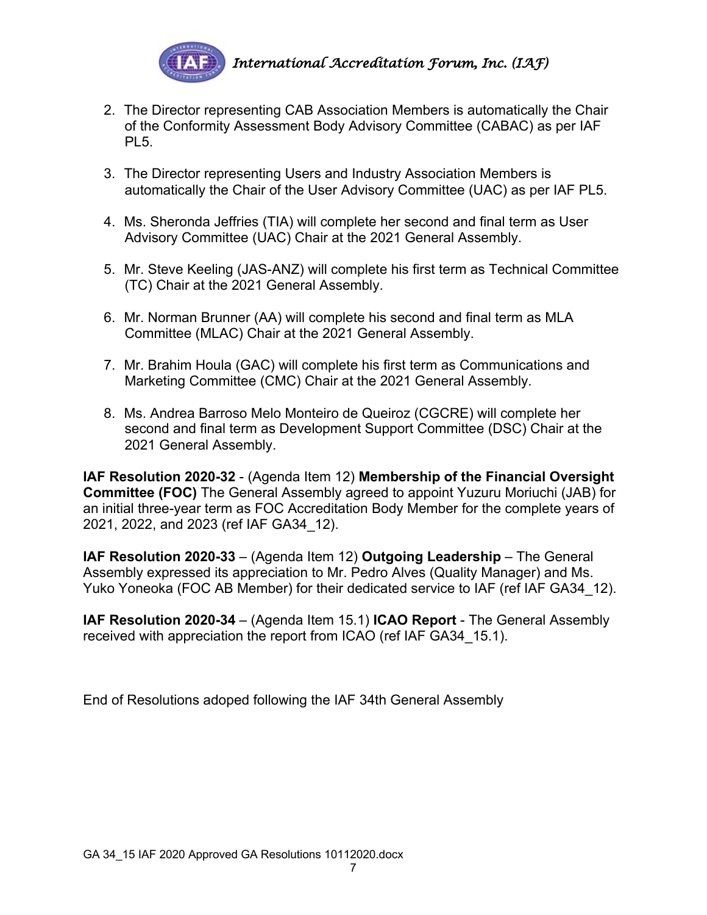2. The Director representing CAB Association Members is automatically the Chair of the Conformity Assessment Body Advisory Committee (CABAC) as per IAF PL5.

3. The Director representing Users and Industry Association Members is automatically the Chair of the User Advisory Committee (UAC) as per IAF PL5.

4. Ms. Sheronda Jeffries (TIA) will complete her second and final term as User Advisory Committee (UAC) Chair at the 2021 General Assembly.

5. Mr. Steve Keeling (JAS-ANZ) will complete his first term as Technical Committee (TC) Chair at the 2021 General Assembly.

6. Mr. Norman Brunner (AA) will complete his second and final term as MLA Committee (MLAC) Chair at the 2021 General Assembly.

7. Mr. Brahim Houla (GAC) will complete his first term as Communications and Marketing Committee (CMC) Chair at the 2021 General Assembly.

8. Ms. Andrea Barroso Melo Monteiro de Queiroz (CGCRE) will complete her second and final term as Development Support Committee (DSC) Chair at the 2021 General Assembly.

**IAF Resolution 2020-32** - (Agenda Item 12) **Membership of the Financial Oversight Committee (FOC)** The General Assembly agreed to appoint Yuzuru Moriuchi (JAB) for an initial three-year term as FOC Accreditation Body Member for the complete years of 2021, 2022, and 2023 (ref IAF GA34_12).

**IAF Resolution 2020-33** – (Agenda Item 12) **Outgoing Leadership** – The General Assembly expressed its appreciation to Mr. Pedro Alves (Quality Manager) and Ms. Yuko Yoneoka (FOC AB Member) for their dedicated service to IAF (ref IAF GA34_12).

**IAF Resolution 2020-34** – (Agenda Item 15.1) **ICAO Report** - The General Assembly received with appreciation the report from ICAO (ref IAF GA34_15.1).

End of Resolutions adoped following the IAF 34th General Assembly